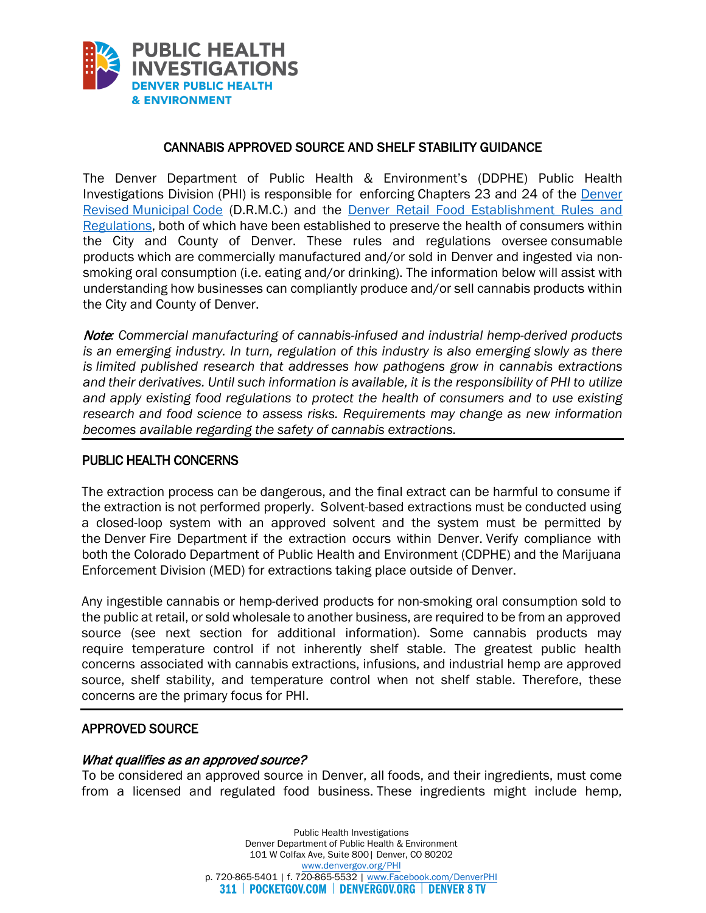# PUBLIC HEALTH INVESTIGATIONS
## DENVER PUBLIC HEALTH & ENVIRONMENT

## CANNABIS APPROVED SOURCE AND SHELF STABILITY GUIDANCE

The Denver Department of Public Health & Environment's (DDPHE) Public Health Investigations Division (PHI) is responsible for enforcing Chapters 23 and 24 of the [Denver Revised Municipal Code](#) (D.R.M.C.) and the [Denver Retail Food Establishment Rules and Regulations](#), both of which have been established to preserve the health of consumers within the City and County of Denver. These rules and regulations oversee consumable products which are commercially manufactured and/or sold in Denver and ingested via non-smoking oral consumption (i.e. eating and/or drinking). The information below will assist with understanding how businesses can compliantly produce and/or sell cannabis products within the City and County of Denver.

***Note**: Commercial manufacturing of cannabis-infused and industrial hemp-derived products is an emerging industry. In turn, regulation of this industry is also emerging slowly as there is limited published research that addresses how pathogens grow in cannabis extractions and their derivatives. Until such information is available, it is the responsibility of PHI to utilize and apply existing food regulations to protect the health of consumers and to use existing research and food science to assess risks. Requirements may change as new information becomes available regarding the safety of cannabis extractions.*

---

## PUBLIC HEALTH CONCERNS

The extraction process can be dangerous, and the final extract can be harmful to consume if the extraction is not performed properly. Solvent-based extractions must be conducted using a closed-loop system with an approved solvent and the system must be permitted by the Denver Fire Department if the extraction occurs within Denver. Verify compliance with both the Colorado Department of Public Health and Environment (CDPHE) and the Marijuana Enforcement Division (MED) for extractions taking place outside of Denver.

Any ingestible cannabis or hemp-derived products for non-smoking oral consumption sold to the public at retail, or sold wholesale to another business, are required to be from an approved source (see next section for additional information). Some cannabis products may require temperature control if not inherently shelf stable. The greatest public health concerns associated with cannabis extractions, infusions, and industrial hemp are approved source, shelf stability, and temperature control when not shelf stable. Therefore, these concerns are the primary focus for PHI.

---

## APPROVED SOURCE

### *What qualifies as an approved source?*

To be considered an approved source in Denver, all foods, and their ingredients, must come from a licensed and regulated food business. These ingredients might include hemp,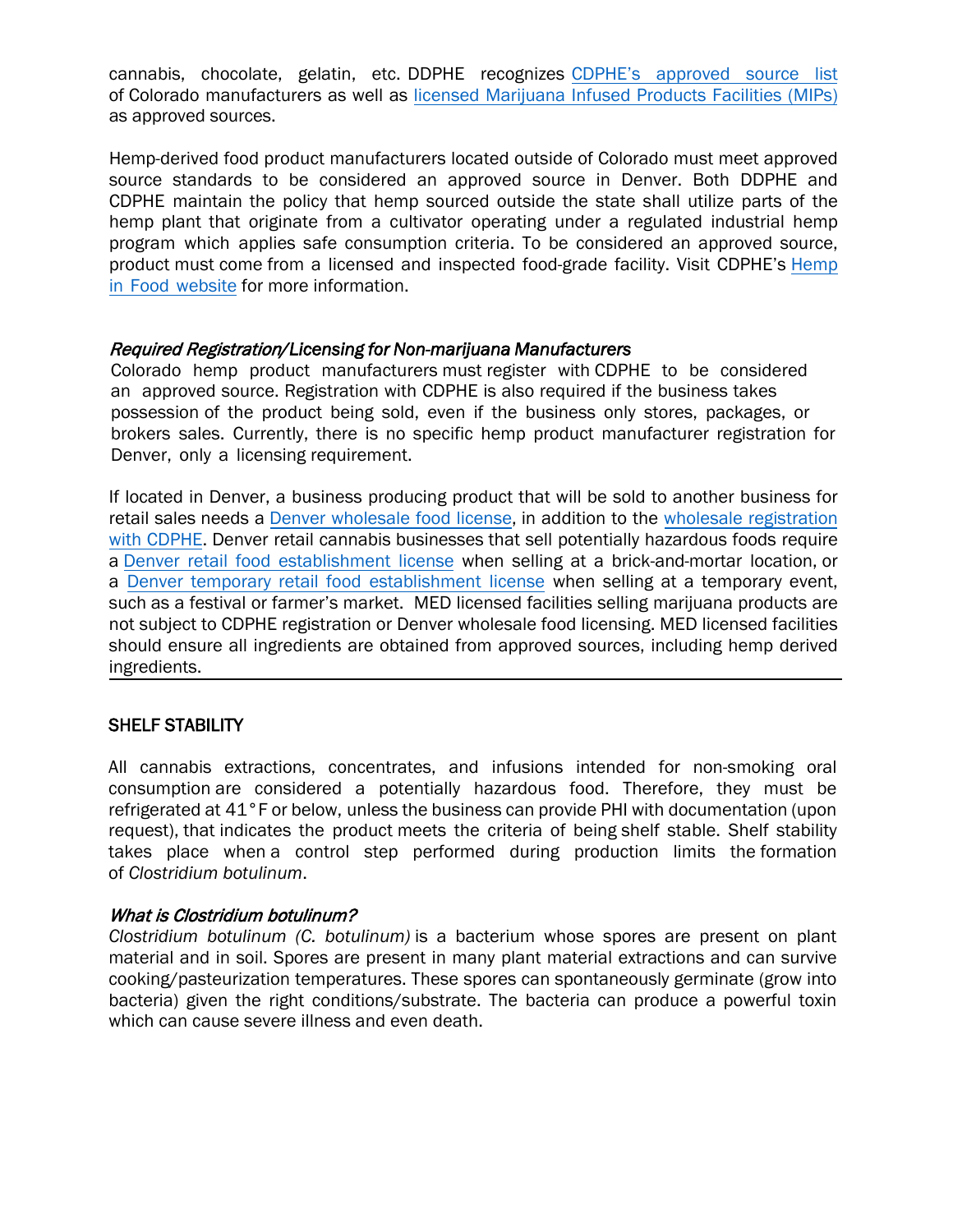cannabis, chocolate, gelatin, etc. DDPHE recognizes [CDPHE's approved source list](#) of Colorado manufacturers as well as [licensed Marijuana Infused Products Facilities (MIPs)](#) as approved sources.

Hemp-derived food product manufacturers located outside of Colorado must meet approved source standards to be considered an approved source in Denver. Both DDPHE and CDPHE maintain the policy that hemp sourced outside the state shall utilize parts of the hemp plant that originate from a cultivator operating under a regulated industrial hemp program which applies safe consumption criteria. To be considered an approved source, product must come from a licensed and inspected food-grade facility. Visit CDPHE's [Hemp in Food website](#) for more information.

### *Required Registration/Licensing for Non-marijuana Manufacturers*

Colorado hemp product manufacturers must register with CDPHE to be considered an approved source. Registration with CDPHE is also required if the business takes possession of the product being sold, even if the business only stores, packages, or brokers sales. Currently, there is no specific hemp product manufacturer registration for Denver, only a licensing requirement.

If located in Denver, a business producing product that will be sold to another business for retail sales needs a [Denver wholesale food license](#), in addition to the [wholesale registration with CDPHE](#). Denver retail cannabis businesses that sell potentially hazardous foods require a [Denver retail food establishment license](#) when selling at a brick-and-mortar location, or a [Denver temporary retail food establishment license](#) when selling at a temporary event, such as a festival or farmer's market. MED licensed facilities selling marijuana products are not subject to CDPHE registration or Denver wholesale food licensing. MED licensed facilities should ensure all ingredients are obtained from approved sources, including hemp derived ingredients.

---

## SHELF STABILITY

All cannabis extractions, concentrates, and infusions intended for non-smoking oral consumption are considered a potentially hazardous food. Therefore, they must be refrigerated at 41°F or below, unless the business can provide PHI with documentation (upon request), that indicates the product meets the criteria of being shelf stable. Shelf stability takes place when a control step performed during production limits the formation of *Clostridium botulinum*.

### *What is Clostridium botulinum?*

*Clostridium botulinum (C. botulinum)* is a bacterium whose spores are present on plant material and in soil. Spores are present in many plant material extractions and can survive cooking/pasteurization temperatures. These spores can spontaneously germinate (grow into bacteria) given the right conditions/substrate. The bacteria can produce a powerful toxin which can cause severe illness and even death.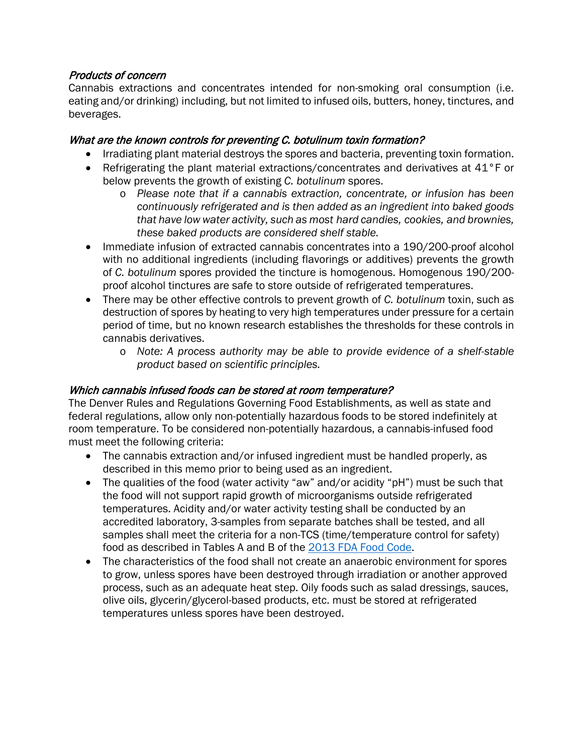### *Products of concern*

Cannabis extractions and concentrates intended for non-smoking oral consumption (i.e. eating and/or drinking) including, but not limited to infused oils, butters, honey, tinctures, and beverages.

### *What are the known controls for preventing C. botulinum toxin formation?*

- Irradiating plant material destroys the spores and bacteria, preventing toxin formation.
- Refrigerating the plant material extractions/concentrates and derivatives at 41°F or below prevents the growth of existing *C. botulinum* spores.
  - *Please note that if a cannabis extraction, concentrate, or infusion has been continuously refrigerated and is then added as an ingredient into baked goods that have low water activity, such as most hard candies, cookies, and brownies, these baked products are considered shelf stable.*
- Immediate infusion of extracted cannabis concentrates into a 190/200-proof alcohol with no additional ingredients (including flavorings or additives) prevents the growth of *C. botulinum* spores provided the tincture is homogenous. Homogenous 190/200-proof alcohol tinctures are safe to store outside of refrigerated temperatures.
- There may be other effective controls to prevent growth of *C. botulinum* toxin, such as destruction of spores by heating to very high temperatures under pressure for a certain period of time, but no known research establishes the thresholds for these controls in cannabis derivatives.
  - *Note: A process authority may be able to provide evidence of a shelf-stable product based on scientific principles.*

### *Which cannabis infused foods can be stored at room temperature?*

The Denver Rules and Regulations Governing Food Establishments, as well as state and federal regulations, allow only non-potentially hazardous foods to be stored indefinitely at room temperature. To be considered non-potentially hazardous, a cannabis-infused food must meet the following criteria:

- The cannabis extraction and/or infused ingredient must be handled properly, as described in this memo prior to being used as an ingredient.
- The qualities of the food (water activity "aw" and/or acidity "pH") must be such that the food will not support rapid growth of microorganisms outside refrigerated temperatures. Acidity and/or water activity testing shall be conducted by an accredited laboratory, 3-samples from separate batches shall be tested, and all samples shall meet the criteria for a non-TCS (time/temperature control for safety) food as described in Tables A and B of the [2013 FDA Food Code](2013 FDA Food Code).
- The characteristics of the food shall not create an anaerobic environment for spores to grow, unless spores have been destroyed through irradiation or another approved process, such as an adequate heat step. Oily foods such as salad dressings, sauces, olive oils, glycerin/glycerol-based products, etc. must be stored at refrigerated temperatures unless spores have been destroyed.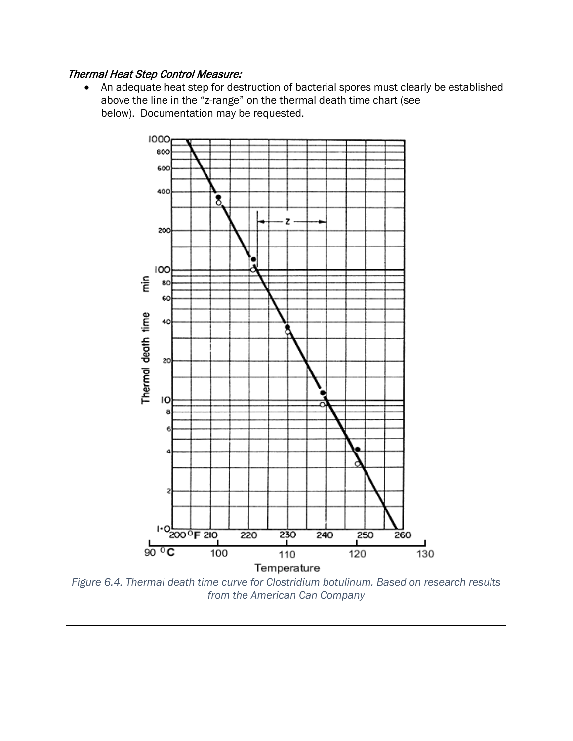*Thermal Heat Step Control Measure:*

- An adequate heat step for destruction of bacterial spores must clearly be established above the line in the "z-range" on the thermal death time chart (see below). Documentation may be requested.

*Figure 6.4. Thermal death time curve for Clostridium botulinum. Based on research results from the American Can Company*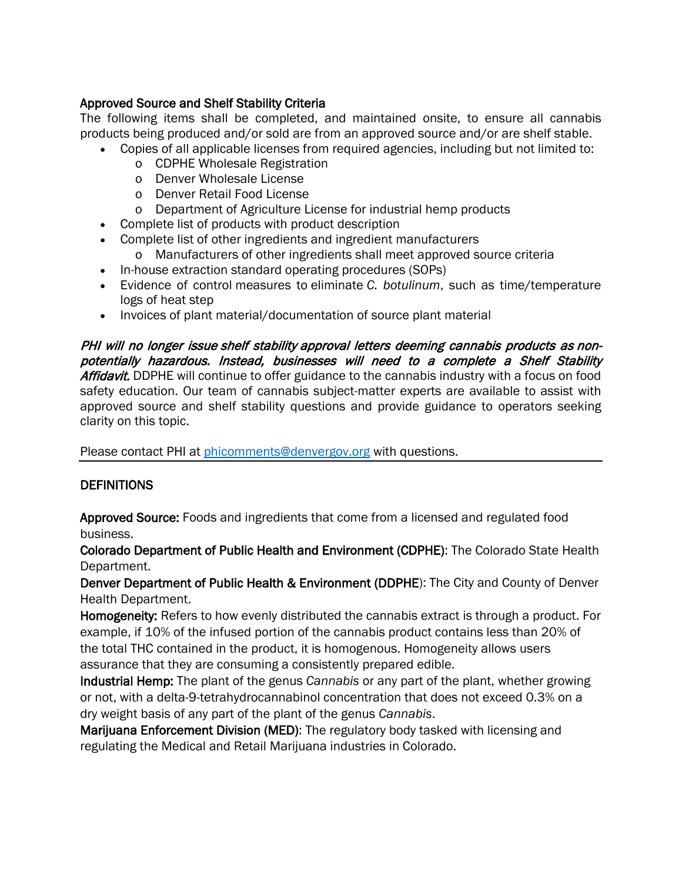## Approved Source and Shelf Stability Criteria

The following items shall be completed, and maintained onsite, to ensure all cannabis products being produced and/or sold are from an approved source and/or are shelf stable.

- Copies of all applicable licenses from required agencies, including but not limited to:
  - CDPHE Wholesale Registration
  - Denver Wholesale License
  - Denver Retail Food License
  - Department of Agriculture License for industrial hemp products
- Complete list of products with product description
- Complete list of other ingredients and ingredient manufacturers
  - Manufacturers of other ingredients shall meet approved source criteria
- In-house extraction standard operating procedures (SOPs)
- Evidence of control measures to eliminate *C. botulinum*, such as time/temperature logs of heat step
- Invoices of plant material/documentation of source plant material

***PHI will no longer issue shelf stability approval letters deeming cannabis products as non-potentially hazardous. Instead, businesses will need to a complete a Shelf Stability Affidavit.*** DDPHE will continue to offer guidance to the cannabis industry with a focus on food safety education. Our team of cannabis subject-matter experts are available to assist with approved source and shelf stability questions and provide guidance to operators seeking clarity on this topic.

Please contact PHI at phicomments@denvergov.org with questions.

---

## DEFINITIONS

**Approved Source:** Foods and ingredients that come from a licensed and regulated food business.

**Colorado Department of Public Health and Environment (CDPHE)**: The Colorado State Health Department.

**Denver Department of Public Health & Environment (DDPHE)**: The City and County of Denver Health Department.

**Homogeneity:** Refers to how evenly distributed the cannabis extract is through a product. For example, if 10% of the infused portion of the cannabis product contains less than 20% of the total THC contained in the product, it is homogenous. Homogeneity allows users assurance that they are consuming a consistently prepared edible.

**Industrial Hemp:** The plant of the genus *Cannabis* or any part of the plant, whether growing or not, with a delta-9-tetrahydrocannabinol concentration that does not exceed 0.3% on a dry weight basis of any part of the plant of the genus *Cannabis*.

**Marijuana Enforcement Division (MED)**: The regulatory body tasked with licensing and regulating the Medical and Retail Marijuana industries in Colorado.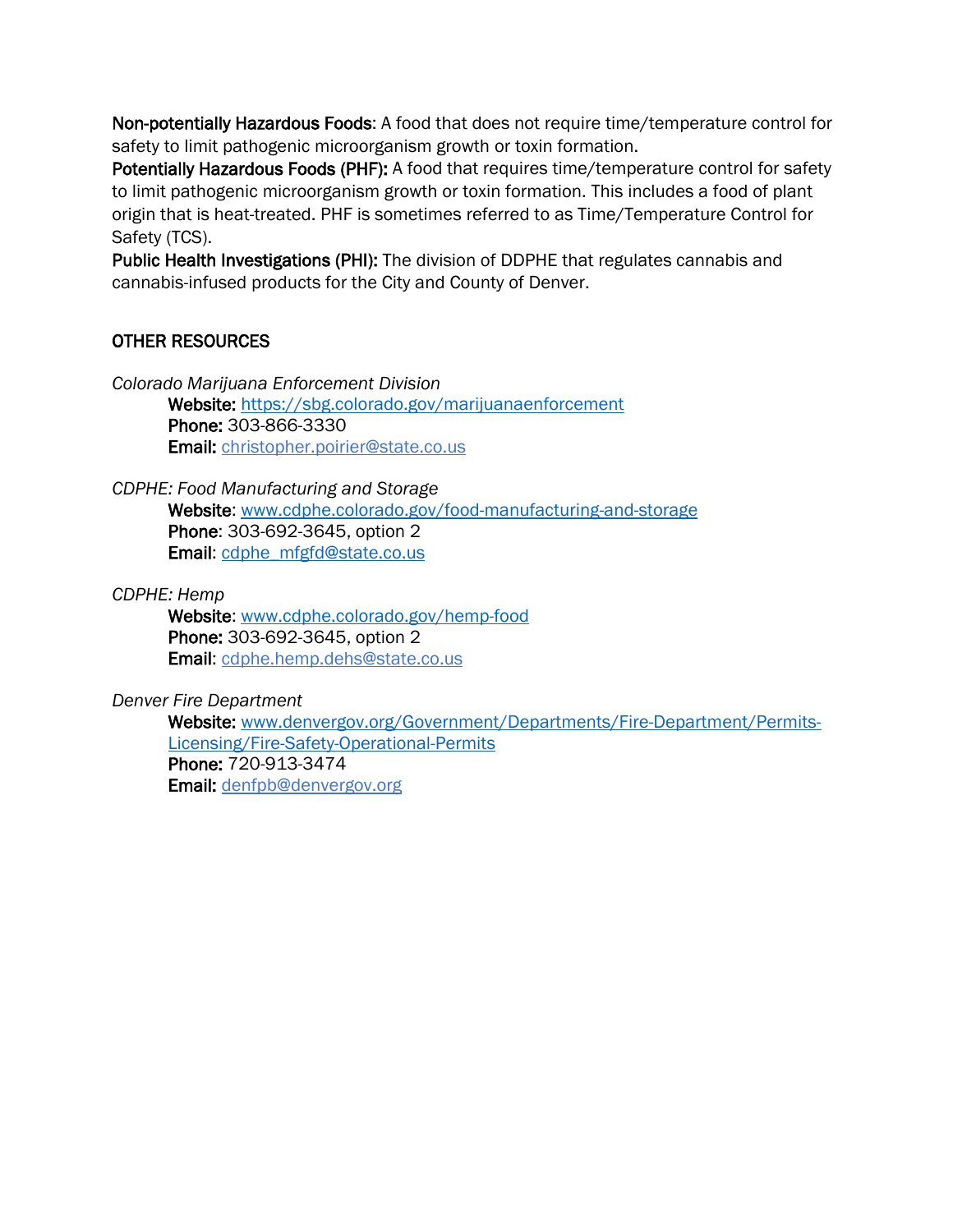**Non-potentially Hazardous Foods**: A food that does not require time/temperature control for safety to limit pathogenic microorganism growth or toxin formation.
**Potentially Hazardous Foods (PHF):** A food that requires time/temperature control for safety to limit pathogenic microorganism growth or toxin formation. This includes a food of plant origin that is heat-treated. PHF is sometimes referred to as Time/Temperature Control for Safety (TCS).
**Public Health Investigations (PHI):** The division of DDPHE that regulates cannabis and cannabis-infused products for the City and County of Denver.

## OTHER RESOURCES

*Colorado Marijuana Enforcement Division*

> **Website:** https://sbg.colorado.gov/marijuanaenforcement
> **Phone:** 303-866-3330
> **Email:** christopher.poirier@state.co.us

*CDPHE: Food Manufacturing and Storage*

> **Website**: www.cdphe.colorado.gov/food-manufacturing-and-storage
> **Phone**: 303-692-3645, option 2
> **Email**: cdphe_mfgfd@state.co.us

*CDPHE: Hemp*

> **Website**: www.cdphe.colorado.gov/hemp-food
> **Phone:** 303-692-3645, option 2
> **Email**: cdphe.hemp.dehs@state.co.us

*Denver Fire Department*

> **Website:** www.denvergov.org/Government/Departments/Fire-Department/Permits-Licensing/Fire-Safety-Operational-Permits
> **Phone:** 720-913-3474
> **Email:** denfpb@denvergov.org